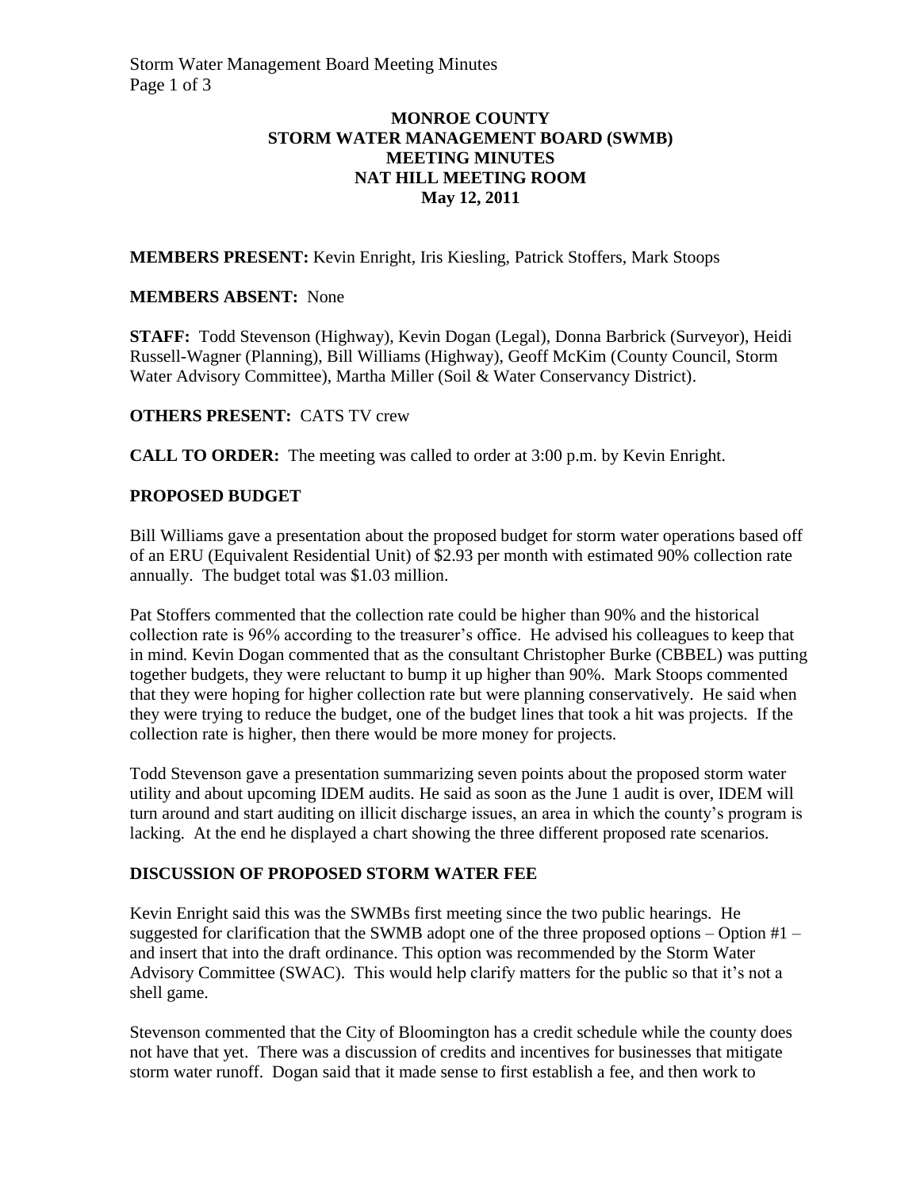# MONROE COUNTY
# STORM WATER MANAGEMENT BOARD (SWMB)
# MEETING MINUTES
# NAT HILL MEETING ROOM
# May 12, 2011

**MEMBERS PRESENT:** Kevin Enright, Iris Kiesling, Patrick Stoffers, Mark Stoops

**MEMBERS ABSENT:** None

**STAFF:** Todd Stevenson (Highway), Kevin Dogan (Legal), Donna Barbrick (Surveyor), Heidi Russell-Wagner (Planning), Bill Williams (Highway), Geoff McKim (County Council, Storm Water Advisory Committee), Martha Miller (Soil & Water Conservancy District).

**OTHERS PRESENT:** CATS TV crew

**CALL TO ORDER:** The meeting was called to order at 3:00 p.m. by Kevin Enright.

## PROPOSED BUDGET

Bill Williams gave a presentation about the proposed budget for storm water operations based off of an ERU (Equivalent Residential Unit) of $2.93 per month with estimated 90% collection rate annually. The budget total was $1.03 million.

Pat Stoffers commented that the collection rate could be higher than 90% and the historical collection rate is 96% according to the treasurer's office. He advised his colleagues to keep that in mind. Kevin Dogan commented that as the consultant Christopher Burke (CBBEL) was putting together budgets, they were reluctant to bump it up higher than 90%. Mark Stoops commented that they were hoping for higher collection rate but were planning conservatively. He said when they were trying to reduce the budget, one of the budget lines that took a hit was projects. If the collection rate is higher, then there would be more money for projects.

Todd Stevenson gave a presentation summarizing seven points about the proposed storm water utility and about upcoming IDEM audits. He said as soon as the June 1 audit is over, IDEM will turn around and start auditing on illicit discharge issues, an area in which the county's program is lacking. At the end he displayed a chart showing the three different proposed rate scenarios.

## DISCUSSION OF PROPOSED STORM WATER FEE

Kevin Enright said this was the SWMBs first meeting since the two public hearings. He suggested for clarification that the SWMB adopt one of the three proposed options – Option #1 – and insert that into the draft ordinance. This option was recommended by the Storm Water Advisory Committee (SWAC). This would help clarify matters for the public so that it's not a shell game.

Stevenson commented that the City of Bloomington has a credit schedule while the county does not have that yet. There was a discussion of credits and incentives for businesses that mitigate storm water runoff. Dogan said that it made sense to first establish a fee, and then work to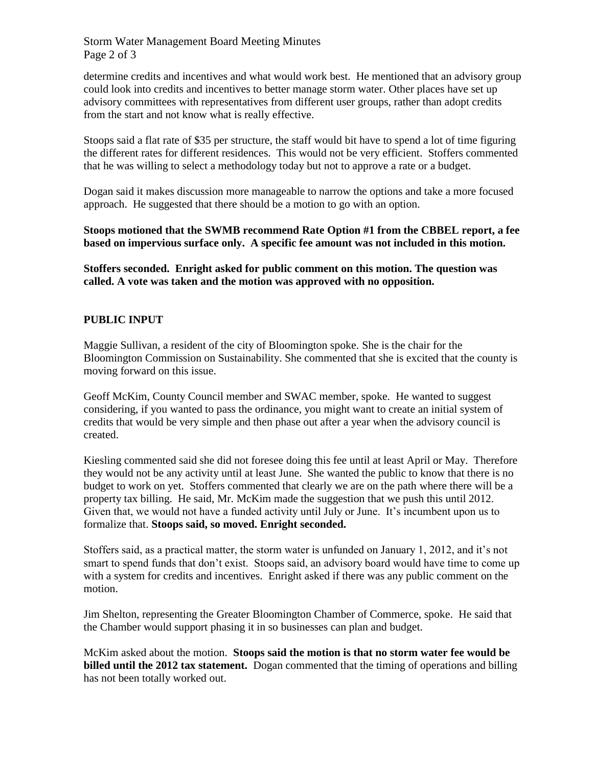determine credits and incentives and what would work best. He mentioned that an advisory group could look into credits and incentives to better manage storm water. Other places have set up advisory committees with representatives from different user groups, rather than adopt credits from the start and not know what is really effective.

Stoops said a flat rate of $35 per structure, the staff would bit have to spend a lot of time figuring the different rates for different residences. This would not be very efficient. Stoffers commented that he was willing to select a methodology today but not to approve a rate or a budget.

Dogan said it makes discussion more manageable to narrow the options and take a more focused approach. He suggested that there should be a motion to go with an option.

**Stoops motioned that the SWMB recommend Rate Option #1 from the CBBEL report, a fee based on impervious surface only. A specific fee amount was not included in this motion.**

**Stoffers seconded. Enright asked for public comment on this motion. The question was called. A vote was taken and the motion was approved with no opposition.**

**PUBLIC INPUT**

Maggie Sullivan, a resident of the city of Bloomington spoke. She is the chair for the Bloomington Commission on Sustainability. She commented that she is excited that the county is moving forward on this issue.

Geoff McKim, County Council member and SWAC member, spoke. He wanted to suggest considering, if you wanted to pass the ordinance, you might want to create an initial system of credits that would be very simple and then phase out after a year when the advisory council is created.

Kiesling commented said she did not foresee doing this fee until at least April or May. Therefore they would not be any activity until at least June. She wanted the public to know that there is no budget to work on yet. Stoffers commented that clearly we are on the path where there will be a property tax billing. He said, Mr. McKim made the suggestion that we push this until 2012. Given that, we would not have a funded activity until July or June. It's incumbent upon us to formalize that. **Stoops said, so moved. Enright seconded.**

Stoffers said, as a practical matter, the storm water is unfunded on January 1, 2012, and it's not smart to spend funds that don't exist. Stoops said, an advisory board would have time to come up with a system for credits and incentives. Enright asked if there was any public comment on the motion.

Jim Shelton, representing the Greater Bloomington Chamber of Commerce, spoke. He said that the Chamber would support phasing it in so businesses can plan and budget.

McKim asked about the motion. **Stoops said the motion is that no storm water fee would be billed until the 2012 tax statement.** Dogan commented that the timing of operations and billing has not been totally worked out.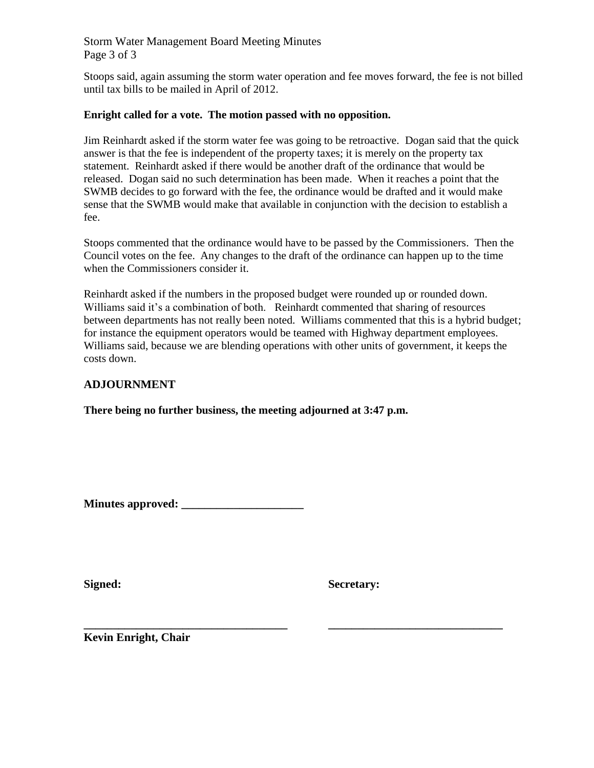Stoops said, again assuming the storm water operation and fee moves forward, the fee is not billed until tax bills to be mailed in April of 2012.

**Enright called for a vote. The motion passed with no opposition.**

Jim Reinhardt asked if the storm water fee was going to be retroactive. Dogan said that the quick answer is that the fee is independent of the property taxes; it is merely on the property tax statement. Reinhardt asked if there would be another draft of the ordinance that would be released. Dogan said no such determination has been made. When it reaches a point that the SWMB decides to go forward with the fee, the ordinance would be drafted and it would make sense that the SWMB would make that available in conjunction with the decision to establish a fee.

Stoops commented that the ordinance would have to be passed by the Commissioners. Then the Council votes on the fee. Any changes to the draft of the ordinance can happen up to the time when the Commissioners consider it.

Reinhardt asked if the numbers in the proposed budget were rounded up or rounded down. Williams said it's a combination of both. Reinhardt commented that sharing of resources between departments has not really been noted. Williams commented that this is a hybrid budget; for instance the equipment operators would be teamed with Highway department employees. Williams said, because we are blending operations with other units of government, it keeps the costs down.

## ADJOURNMENT

**There being no further business, the meeting adjourned at 3:47 p.m.**

**Minutes approved: _____________________**

**Signed:** **Secretary:**

**___________________________________** **______________________________**

**Kevin Enright, Chair**